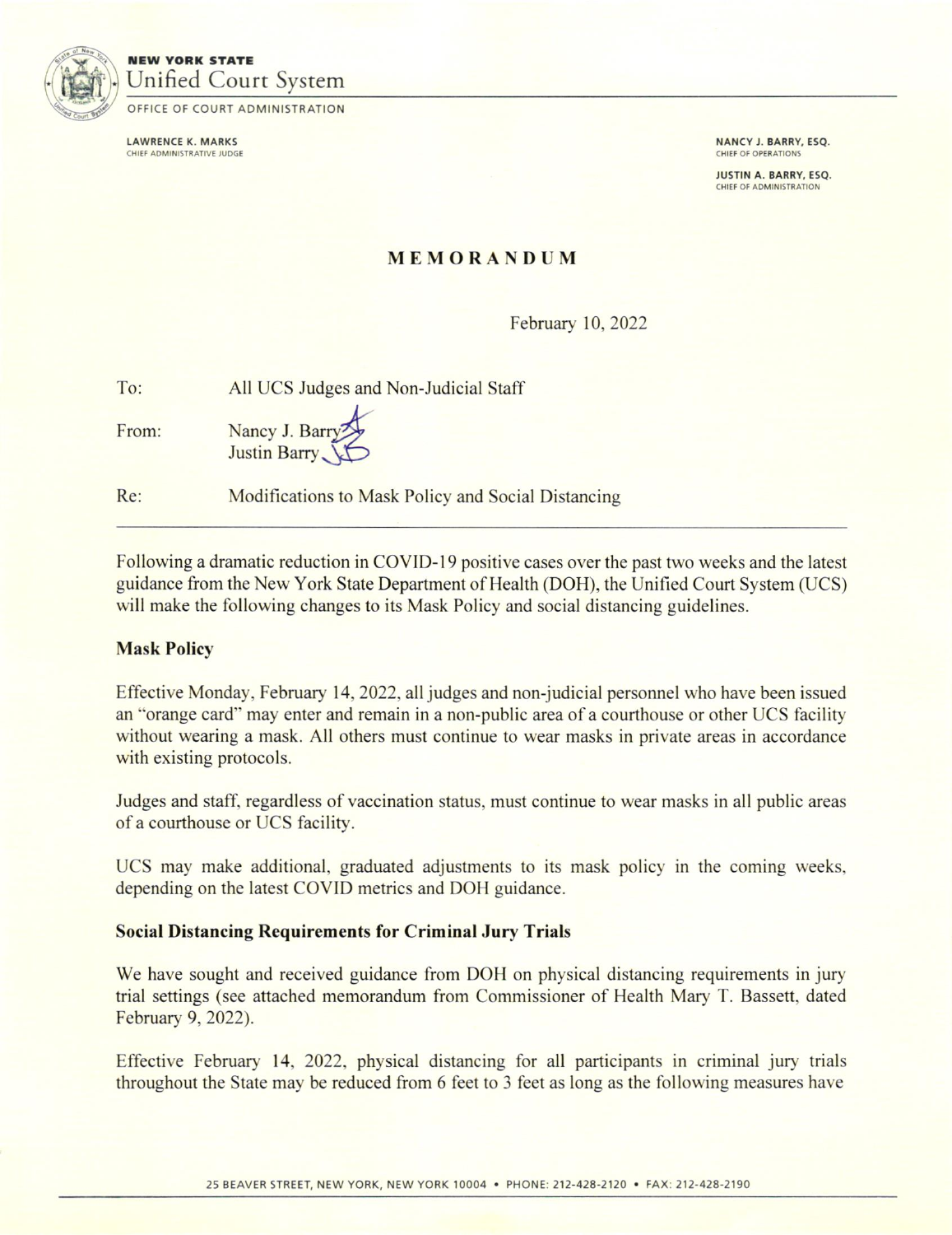**NEW YORK STATE**
Unified Court System

OFFICE OF COURT ADMINISTRATION

**LAWRENCE K. MARKS**
CHIEF ADMINISTRATIVE JUDGE

**NANCY J. BARRY, ESQ.**
CHIEF OF OPERATIONS

**JUSTIN A. BARRY, ESQ.**
CHIEF OF ADMINISTRATION

# MEMORANDUM

February 10, 2022

To: All UCS Judges and Non-Judicial Staff

From: Nancy J. Barry
Justin Barry

Re: Modifications to Mask Policy and Social Distancing

---

Following a dramatic reduction in COVID-19 positive cases over the past two weeks and the latest guidance from the New York State Department of Health (DOH), the Unified Court System (UCS) will make the following changes to its Mask Policy and social distancing guidelines.

## Mask Policy

Effective Monday, February 14, 2022, all judges and non-judicial personnel who have been issued an "orange card" may enter and remain in a non-public area of a courthouse or other UCS facility without wearing a mask. All others must continue to wear masks in private areas in accordance with existing protocols.

Judges and staff, regardless of vaccination status, must continue to wear masks in all public areas of a courthouse or UCS facility.

UCS may make additional, graduated adjustments to its mask policy in the coming weeks, depending on the latest COVID metrics and DOH guidance.

## Social Distancing Requirements for Criminal Jury Trials

We have sought and received guidance from DOH on physical distancing requirements in jury trial settings (see attached memorandum from Commissioner of Health Mary T. Bassett, dated February 9, 2022).

Effective February 14, 2022, physical distancing for all participants in criminal jury trials throughout the State may be reduced from 6 feet to 3 feet as long as the following measures have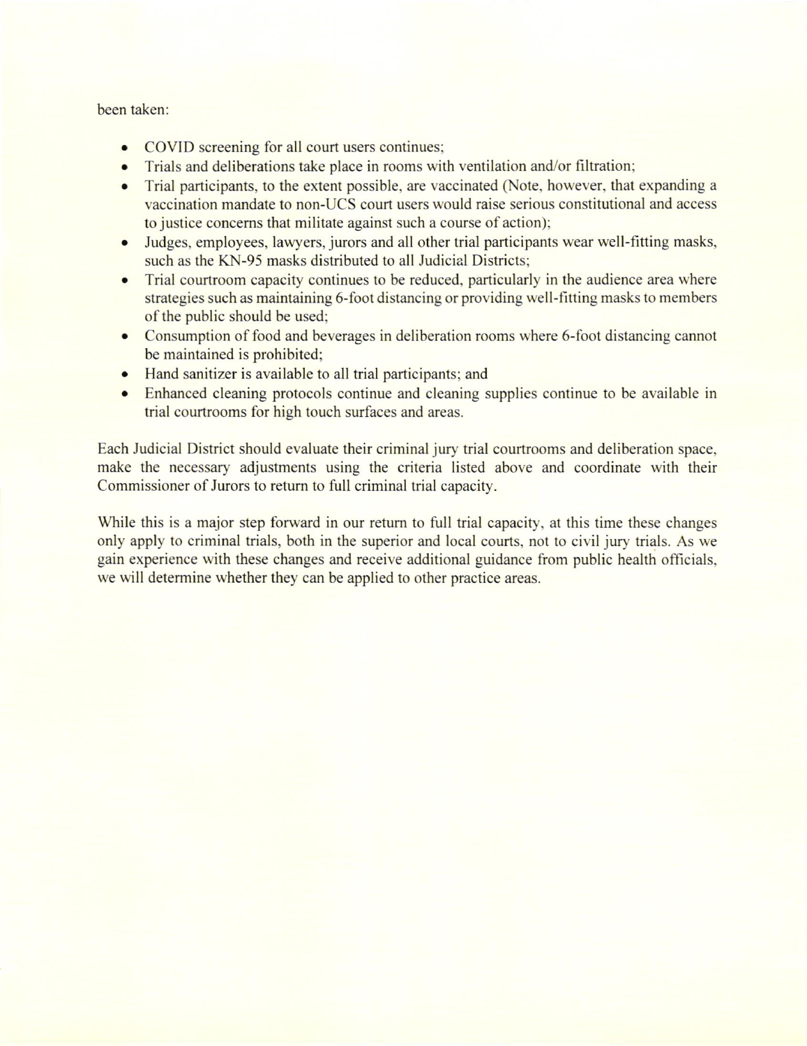been taken:

- COVID screening for all court users continues;
- Trials and deliberations take place in rooms with ventilation and/or filtration;
- Trial participants, to the extent possible, are vaccinated (Note, however, that expanding a vaccination mandate to non-UCS court users would raise serious constitutional and access to justice concerns that militate against such a course of action);
- Judges, employees, lawyers, jurors and all other trial participants wear well-fitting masks, such as the KN-95 masks distributed to all Judicial Districts;
- Trial courtroom capacity continues to be reduced, particularly in the audience area where strategies such as maintaining 6-foot distancing or providing well-fitting masks to members of the public should be used;
- Consumption of food and beverages in deliberation rooms where 6-foot distancing cannot be maintained is prohibited;
- Hand sanitizer is available to all trial participants; and
- Enhanced cleaning protocols continue and cleaning supplies continue to be available in trial courtrooms for high touch surfaces and areas.

Each Judicial District should evaluate their criminal jury trial courtrooms and deliberation space, make the necessary adjustments using the criteria listed above and coordinate with their Commissioner of Jurors to return to full criminal trial capacity.

While this is a major step forward in our return to full trial capacity, at this time these changes only apply to criminal trials, both in the superior and local courts, not to civil jury trials. As we gain experience with these changes and receive additional guidance from public health officials, we will determine whether they can be applied to other practice areas.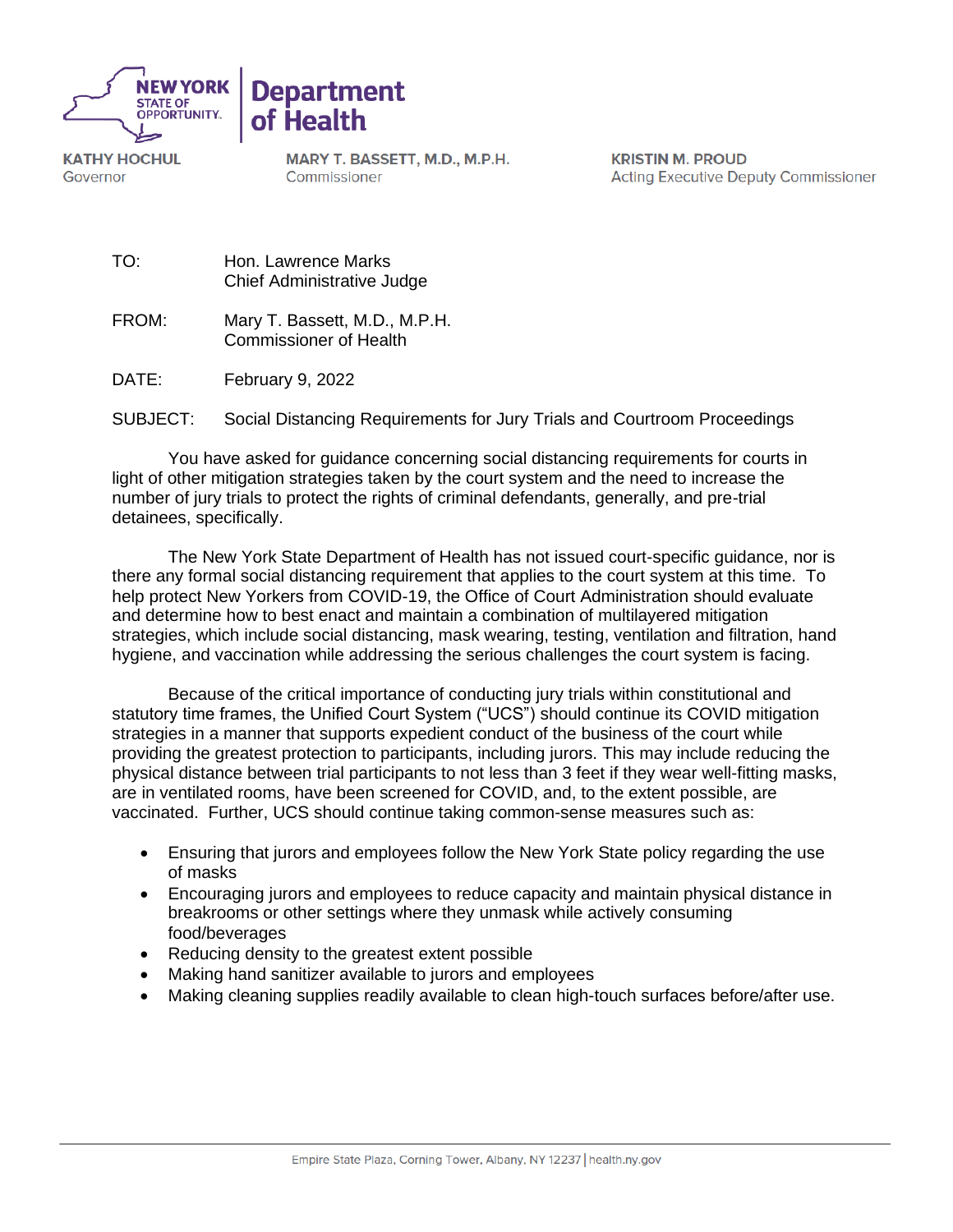**NEW YORK STATE OF OPPORTUNITY** | **Department of Health**

**KATHY HOCHUL**
Governor

**MARY T. BASSETT, M.D., M.P.H.**
Commissioner

**KRISTIN M. PROUD**
Acting Executive Deputy Commissioner

TO: Hon. Lawrence Marks
Chief Administrative Judge

FROM: Mary T. Bassett, M.D., M.P.H.
Commissioner of Health

DATE: February 9, 2022

SUBJECT: Social Distancing Requirements for Jury Trials and Courtroom Proceedings

You have asked for guidance concerning social distancing requirements for courts in light of other mitigation strategies taken by the court system and the need to increase the number of jury trials to protect the rights of criminal defendants, generally, and pre-trial detainees, specifically.

The New York State Department of Health has not issued court-specific guidance, nor is there any formal social distancing requirement that applies to the court system at this time. To help protect New Yorkers from COVID-19, the Office of Court Administration should evaluate and determine how to best enact and maintain a combination of multilayered mitigation strategies, which include social distancing, mask wearing, testing, ventilation and filtration, hand hygiene, and vaccination while addressing the serious challenges the court system is facing.

Because of the critical importance of conducting jury trials within constitutional and statutory time frames, the Unified Court System ("UCS") should continue its COVID mitigation strategies in a manner that supports expedient conduct of the business of the court while providing the greatest protection to participants, including jurors. This may include reducing the physical distance between trial participants to not less than 3 feet if they wear well-fitting masks, are in ventilated rooms, have been screened for COVID, and, to the extent possible, are vaccinated. Further, UCS should continue taking common-sense measures such as:

- Ensuring that jurors and employees follow the New York State policy regarding the use of masks
- Encouraging jurors and employees to reduce capacity and maintain physical distance in breakrooms or other settings where they unmask while actively consuming food/beverages
- Reducing density to the greatest extent possible
- Making hand sanitizer available to jurors and employees
- Making cleaning supplies readily available to clean high-touch surfaces before/after use.

Empire State Plaza, Corning Tower, Albany, NY 12237 | health.ny.gov